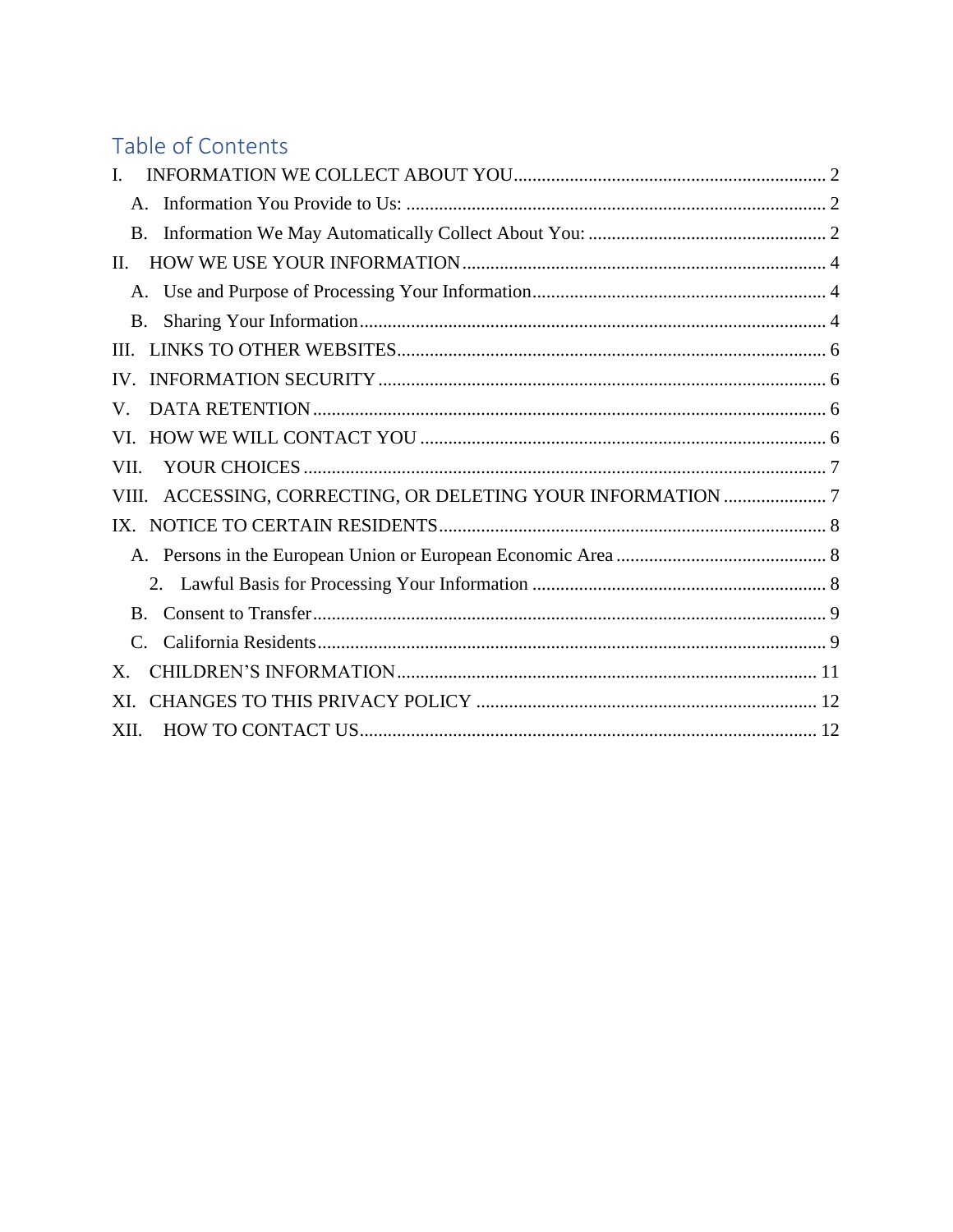# Table of Contents

I. INFORMATION WE COLLECT ABOUT YOU .................................................................. 2
- A. Information You Provide to Us: ......................................................................... 2
- B. Information We May Automatically Collect About You: .................................................. 2

II. HOW WE USE YOUR INFORMATION ............................................................................. 4
- A. Use and Purpose of Processing Your Information ............................................................... 4
- B. Sharing Your Information ........................................................................................ 4

III. LINKS TO OTHER WEBSITES ............................................................................................ 6

IV. INFORMATION SECURITY ................................................................................................ 6

V. DATA RETENTION .............................................................................................................. 6

VI. HOW WE WILL CONTACT YOU ........................................................................................ 6

VII. YOUR CHOICES ............................................................................................................... 7

VIII. ACCESSING, CORRECTING, OR DELETING YOUR INFORMATION ...................... 7

IX. NOTICE TO CERTAIN RESIDENTS .................................................................................. 8
- A. Persons in the European Union or European Economic Area ............................................. 8
  - 2. Lawful Basis for Processing Your Information .............................................................. 8
- B. Consent to Transfer .............................................................................................................. 9
- C. California Residents ............................................................................................................ 9

X. CHILDREN'S INFORMATION ........................................................................................... 11

XI. CHANGES TO THIS PRIVACY POLICY ......................................................................... 12

XII. HOW TO CONTACT US ................................................................................................. 12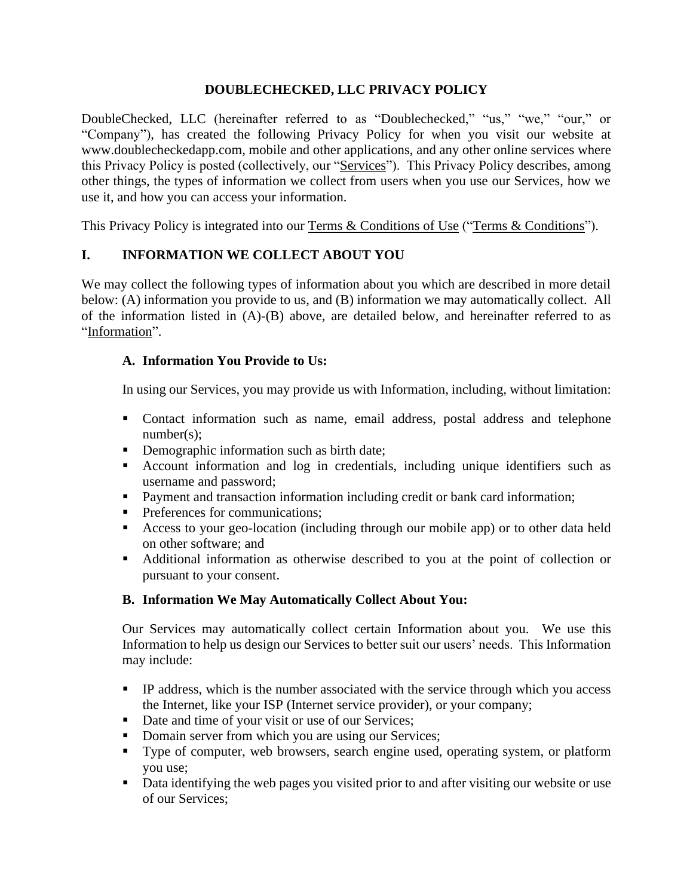# DOUBLECHECKED, LLC PRIVACY POLICY

DoubleChecked, LLC (hereinafter referred to as "Doublechecked," "us," "we," "our," or "Company"), has created the following Privacy Policy for when you visit our website at www.doublecheckedapp.com, mobile and other applications, and any other online services where this Privacy Policy is posted (collectively, our "Services"). This Privacy Policy describes, among other things, the types of information we collect from users when you use our Services, how we use it, and how you can access your information.

This Privacy Policy is integrated into our Terms & Conditions of Use ("Terms & Conditions").

## I. INFORMATION WE COLLECT ABOUT YOU

We may collect the following types of information about you which are described in more detail below: (A) information you provide to us, and (B) information we may automatically collect. All of the information listed in (A)-(B) above, are detailed below, and hereinafter referred to as "Information".

### A. Information You Provide to Us:

In using our Services, you may provide us with Information, including, without limitation:

- Contact information such as name, email address, postal address and telephone number(s);
- Demographic information such as birth date;
- Account information and log in credentials, including unique identifiers such as username and password;
- Payment and transaction information including credit or bank card information;
- Preferences for communications;
- Access to your geo-location (including through our mobile app) or to other data held on other software; and
- Additional information as otherwise described to you at the point of collection or pursuant to your consent.

### B. Information We May Automatically Collect About You:

Our Services may automatically collect certain Information about you. We use this Information to help us design our Services to better suit our users' needs. This Information may include:

- IP address, which is the number associated with the service through which you access the Internet, like your ISP (Internet service provider), or your company;
- Date and time of your visit or use of our Services;
- Domain server from which you are using our Services;
- Type of computer, web browsers, search engine used, operating system, or platform you use;
- Data identifying the web pages you visited prior to and after visiting our website or use of our Services;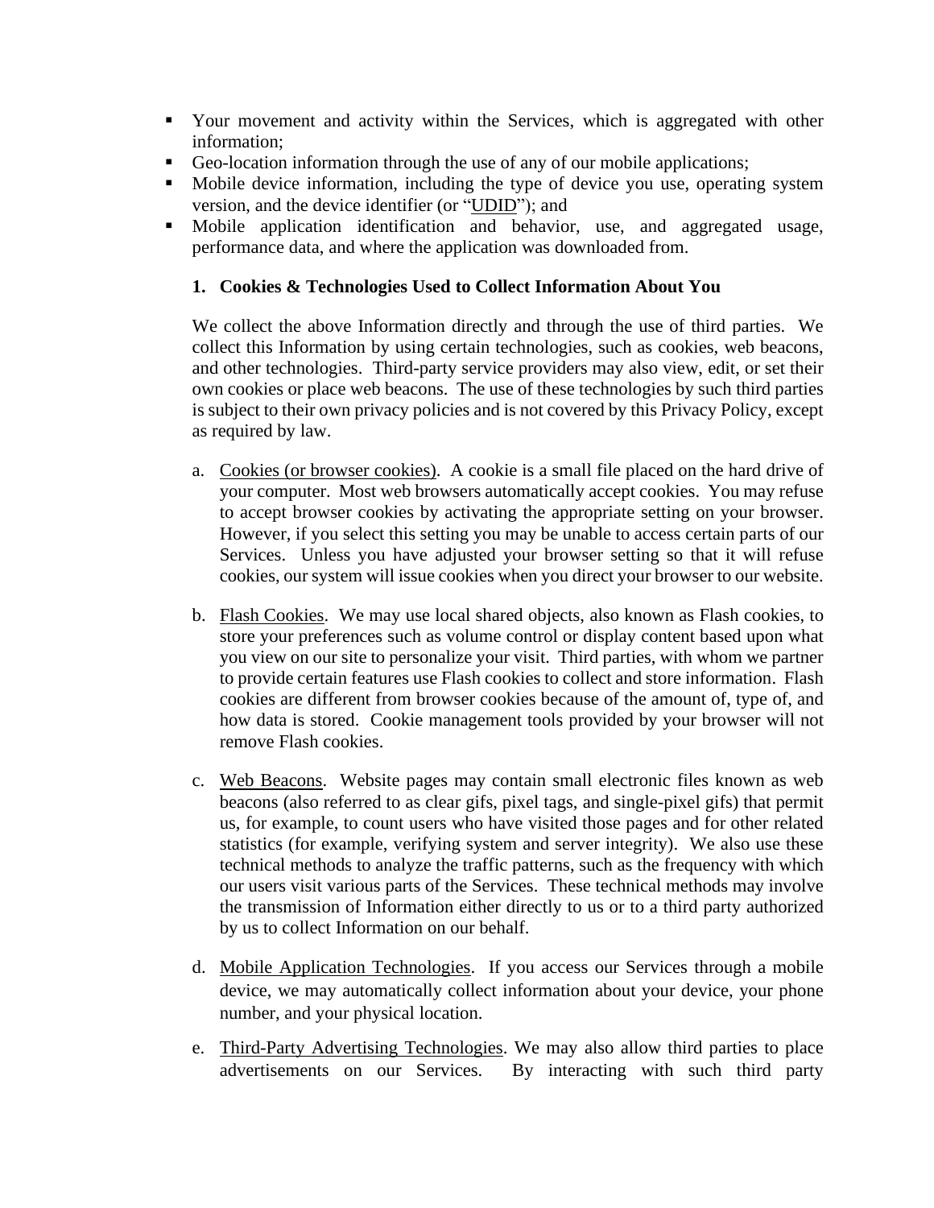- Your movement and activity within the Services, which is aggregated with other information;
- Geo-location information through the use of any of our mobile applications;
- Mobile device information, including the type of device you use, operating system version, and the device identifier (or "UDID"); and
- Mobile application identification and behavior, use, and aggregated usage, performance data, and where the application was downloaded from.

1. **Cookies & Technologies Used to Collect Information About You**

We collect the above Information directly and through the use of third parties. We collect this Information by using certain technologies, such as cookies, web beacons, and other technologies. Third-party service providers may also view, edit, or set their own cookies or place web beacons. The use of these technologies by such third parties is subject to their own privacy policies and is not covered by this Privacy Policy, except as required by law.

a. Cookies (or browser cookies). A cookie is a small file placed on the hard drive of your computer. Most web browsers automatically accept cookies. You may refuse to accept browser cookies by activating the appropriate setting on your browser. However, if you select this setting you may be unable to access certain parts of our Services. Unless you have adjusted your browser setting so that it will refuse cookies, our system will issue cookies when you direct your browser to our website.

b. Flash Cookies. We may use local shared objects, also known as Flash cookies, to store your preferences such as volume control or display content based upon what you view on our site to personalize your visit. Third parties, with whom we partner to provide certain features use Flash cookies to collect and store information. Flash cookies are different from browser cookies because of the amount of, type of, and how data is stored. Cookie management tools provided by your browser will not remove Flash cookies.

c. Web Beacons. Website pages may contain small electronic files known as web beacons (also referred to as clear gifs, pixel tags, and single-pixel gifs) that permit us, for example, to count users who have visited those pages and for other related statistics (for example, verifying system and server integrity). We also use these technical methods to analyze the traffic patterns, such as the frequency with which our users visit various parts of the Services. These technical methods may involve the transmission of Information either directly to us or to a third party authorized by us to collect Information on our behalf.

d. Mobile Application Technologies. If you access our Services through a mobile device, we may automatically collect information about your device, your phone number, and your physical location.

e. Third-Party Advertising Technologies. We may also allow third parties to place advertisements on our Services. By interacting with such third party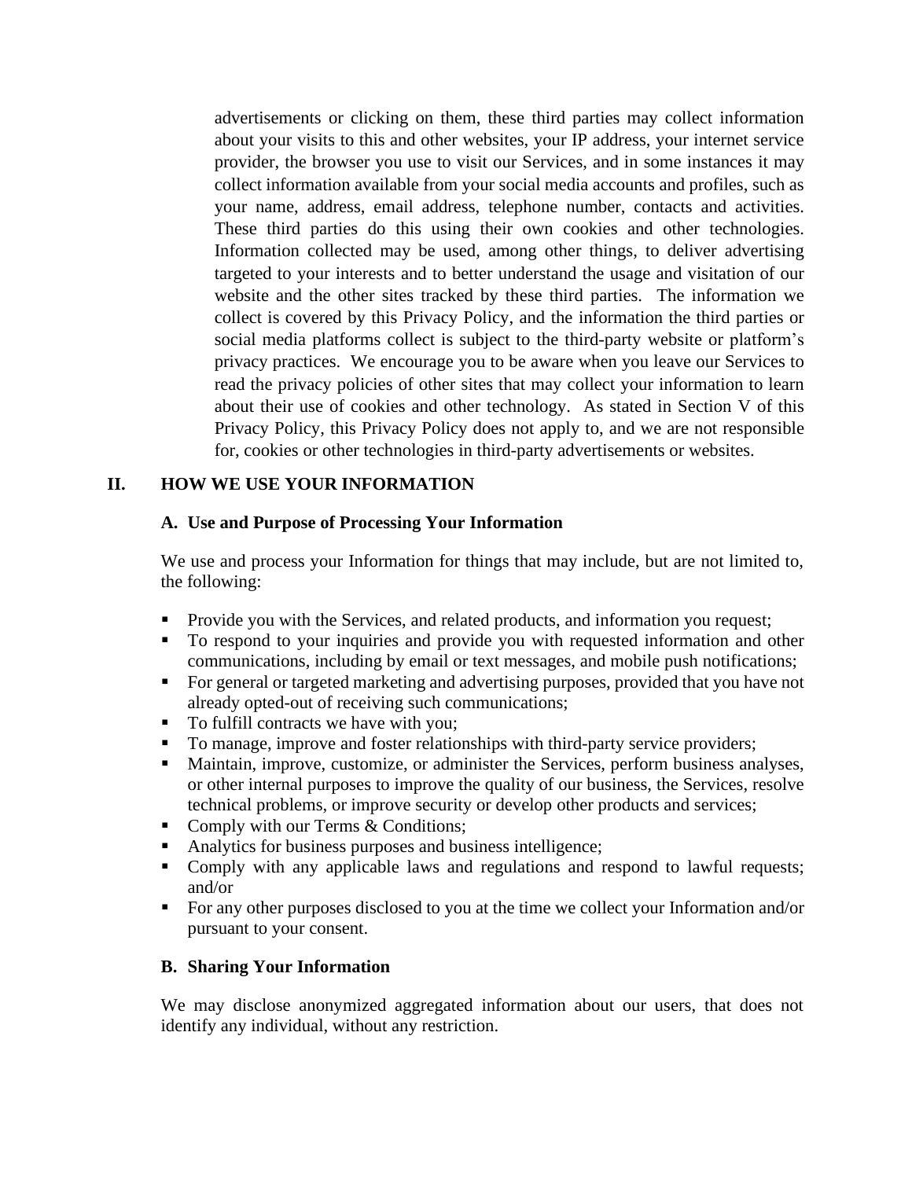advertisements or clicking on them, these third parties may collect information about your visits to this and other websites, your IP address, your internet service provider, the browser you use to visit our Services, and in some instances it may collect information available from your social media accounts and profiles, such as your name, address, email address, telephone number, contacts and activities. These third parties do this using their own cookies and other technologies. Information collected may be used, among other things, to deliver advertising targeted to your interests and to better understand the usage and visitation of our website and the other sites tracked by these third parties. The information we collect is covered by this Privacy Policy, and the information the third parties or social media platforms collect is subject to the third-party website or platform's privacy practices. We encourage you to be aware when you leave our Services to read the privacy policies of other sites that may collect your information to learn about their use of cookies and other technology. As stated in Section V of this Privacy Policy, this Privacy Policy does not apply to, and we are not responsible for, cookies or other technologies in third-party advertisements or websites.

## II. HOW WE USE YOUR INFORMATION

### A. Use and Purpose of Processing Your Information

We use and process your Information for things that may include, but are not limited to, the following:

- Provide you with the Services, and related products, and information you request;
- To respond to your inquiries and provide you with requested information and other communications, including by email or text messages, and mobile push notifications;
- For general or targeted marketing and advertising purposes, provided that you have not already opted-out of receiving such communications;
- To fulfill contracts we have with you;
- To manage, improve and foster relationships with third-party service providers;
- Maintain, improve, customize, or administer the Services, perform business analyses, or other internal purposes to improve the quality of our business, the Services, resolve technical problems, or improve security or develop other products and services;
- Comply with our Terms & Conditions;
- Analytics for business purposes and business intelligence;
- Comply with any applicable laws and regulations and respond to lawful requests; and/or
- For any other purposes disclosed to you at the time we collect your Information and/or pursuant to your consent.

### B. Sharing Your Information

We may disclose anonymized aggregated information about our users, that does not identify any individual, without any restriction.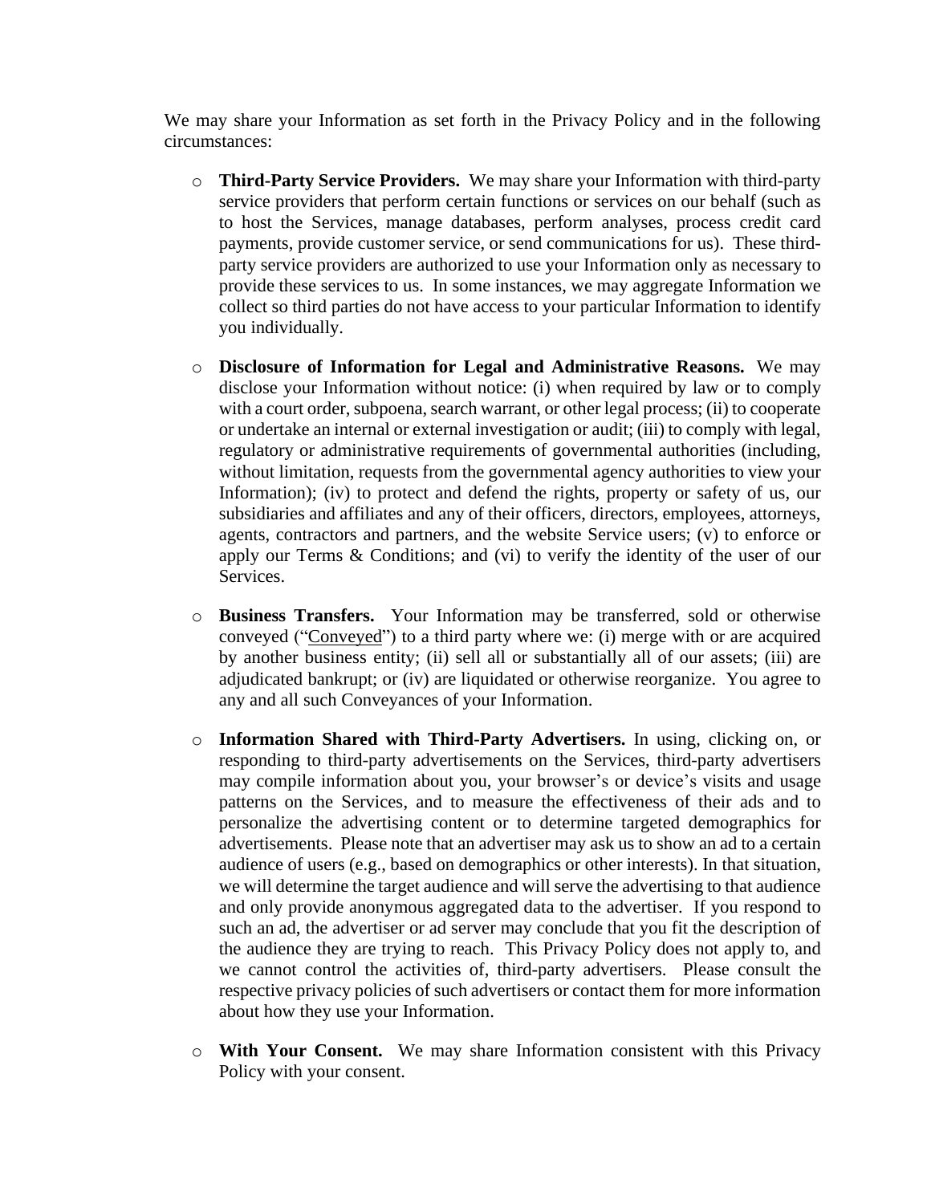We may share your Information as set forth in the Privacy Policy and in the following circumstances:

- **Third-Party Service Providers.** We may share your Information with third-party service providers that perform certain functions or services on our behalf (such as to host the Services, manage databases, perform analyses, process credit card payments, provide customer service, or send communications for us). These third-party service providers are authorized to use your Information only as necessary to provide these services to us. In some instances, we may aggregate Information we collect so third parties do not have access to your particular Information to identify you individually.

- **Disclosure of Information for Legal and Administrative Reasons.** We may disclose your Information without notice: (i) when required by law or to comply with a court order, subpoena, search warrant, or other legal process; (ii) to cooperate or undertake an internal or external investigation or audit; (iii) to comply with legal, regulatory or administrative requirements of governmental authorities (including, without limitation, requests from the governmental agency authorities to view your Information); (iv) to protect and defend the rights, property or safety of us, our subsidiaries and affiliates and any of their officers, directors, employees, attorneys, agents, contractors and partners, and the website Service users; (v) to enforce or apply our Terms & Conditions; and (vi) to verify the identity of the user of our Services.

- **Business Transfers.** Your Information may be transferred, sold or otherwise conveyed ("Conveyed") to a third party where we: (i) merge with or are acquired by another business entity; (ii) sell all or substantially all of our assets; (iii) are adjudicated bankrupt; or (iv) are liquidated or otherwise reorganize. You agree to any and all such Conveyances of your Information.

- **Information Shared with Third-Party Advertisers.** In using, clicking on, or responding to third-party advertisements on the Services, third-party advertisers may compile information about you, your browser's or device's visits and usage patterns on the Services, and to measure the effectiveness of their ads and to personalize the advertising content or to determine targeted demographics for advertisements. Please note that an advertiser may ask us to show an ad to a certain audience of users (e.g., based on demographics or other interests). In that situation, we will determine the target audience and will serve the advertising to that audience and only provide anonymous aggregated data to the advertiser. If you respond to such an ad, the advertiser or ad server may conclude that you fit the description of the audience they are trying to reach. This Privacy Policy does not apply to, and we cannot control the activities of, third-party advertisers. Please consult the respective privacy policies of such advertisers or contact them for more information about how they use your Information.

- **With Your Consent.** We may share Information consistent with this Privacy Policy with your consent.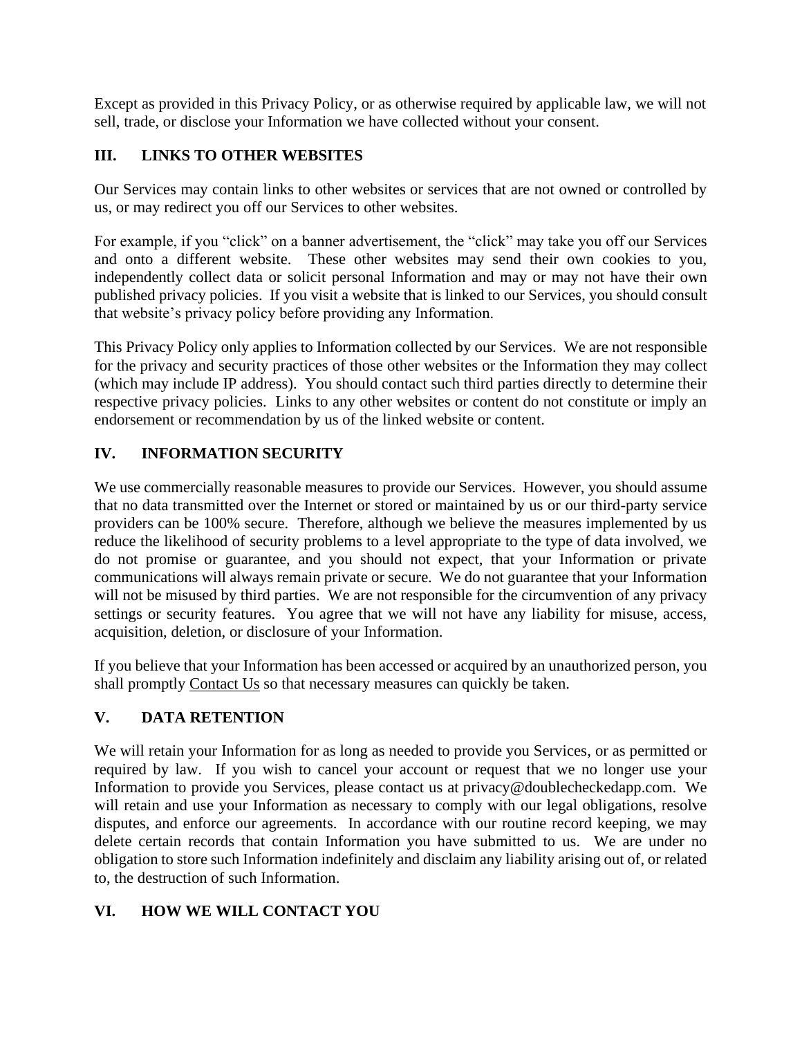Except as provided in this Privacy Policy, or as otherwise required by applicable law, we will not sell, trade, or disclose your Information we have collected without your consent.

## III. LINKS TO OTHER WEBSITES

Our Services may contain links to other websites or services that are not owned or controlled by us, or may redirect you off our Services to other websites.

For example, if you "click" on a banner advertisement, the "click" may take you off our Services and onto a different website. These other websites may send their own cookies to you, independently collect data or solicit personal Information and may or may not have their own published privacy policies. If you visit a website that is linked to our Services, you should consult that website's privacy policy before providing any Information.

This Privacy Policy only applies to Information collected by our Services. We are not responsible for the privacy and security practices of those other websites or the Information they may collect (which may include IP address). You should contact such third parties directly to determine their respective privacy policies. Links to any other websites or content do not constitute or imply an endorsement or recommendation by us of the linked website or content.

## IV. INFORMATION SECURITY

We use commercially reasonable measures to provide our Services. However, you should assume that no data transmitted over the Internet or stored or maintained by us or our third-party service providers can be 100% secure. Therefore, although we believe the measures implemented by us reduce the likelihood of security problems to a level appropriate to the type of data involved, we do not promise or guarantee, and you should not expect, that your Information or private communications will always remain private or secure. We do not guarantee that your Information will not be misused by third parties. We are not responsible for the circumvention of any privacy settings or security features. You agree that we will not have any liability for misuse, access, acquisition, deletion, or disclosure of your Information.

If you believe that your Information has been accessed or acquired by an unauthorized person, you shall promptly Contact Us so that necessary measures can quickly be taken.

## V. DATA RETENTION

We will retain your Information for as long as needed to provide you Services, or as permitted or required by law. If you wish to cancel your account or request that we no longer use your Information to provide you Services, please contact us at privacy@doublecheckedapp.com. We will retain and use your Information as necessary to comply with our legal obligations, resolve disputes, and enforce our agreements. In accordance with our routine record keeping, we may delete certain records that contain Information you have submitted to us. We are under no obligation to store such Information indefinitely and disclaim any liability arising out of, or related to, the destruction of such Information.

## VI. HOW WE WILL CONTACT YOU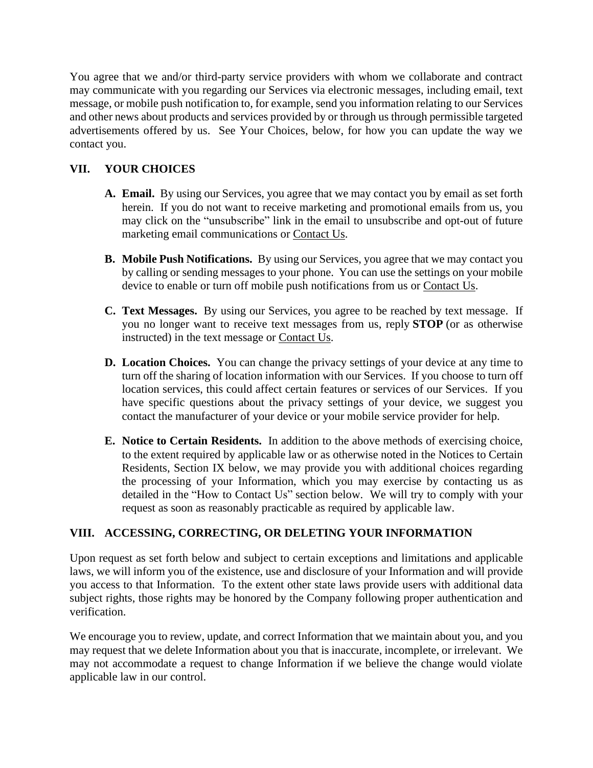You agree that we and/or third-party service providers with whom we collaborate and contract may communicate with you regarding our Services via electronic messages, including email, text message, or mobile push notification to, for example, send you information relating to our Services and other news about products and services provided by or through us through permissible targeted advertisements offered by us. See Your Choices, below, for how you can update the way we contact you.

## VII. YOUR CHOICES

**A. Email.** By using our Services, you agree that we may contact you by email as set forth herein. If you do not want to receive marketing and promotional emails from us, you may click on the "unsubscribe" link in the email to unsubscribe and opt-out of future marketing email communications or Contact Us.

**B. Mobile Push Notifications.** By using our Services, you agree that we may contact you by calling or sending messages to your phone. You can use the settings on your mobile device to enable or turn off mobile push notifications from us or Contact Us.

**C. Text Messages.** By using our Services, you agree to be reached by text message. If you no longer want to receive text messages from us, reply **STOP** (or as otherwise instructed) in the text message or Contact Us.

**D. Location Choices.** You can change the privacy settings of your device at any time to turn off the sharing of location information with our Services. If you choose to turn off location services, this could affect certain features or services of our Services. If you have specific questions about the privacy settings of your device, we suggest you contact the manufacturer of your device or your mobile service provider for help.

**E. Notice to Certain Residents.** In addition to the above methods of exercising choice, to the extent required by applicable law or as otherwise noted in the Notices to Certain Residents, Section IX below, we may provide you with additional choices regarding the processing of your Information, which you may exercise by contacting us as detailed in the "How to Contact Us" section below. We will try to comply with your request as soon as reasonably practicable as required by applicable law.

## VIII. ACCESSING, CORRECTING, OR DELETING YOUR INFORMATION

Upon request as set forth below and subject to certain exceptions and limitations and applicable laws, we will inform you of the existence, use and disclosure of your Information and will provide you access to that Information. To the extent other state laws provide users with additional data subject rights, those rights may be honored by the Company following proper authentication and verification.

We encourage you to review, update, and correct Information that we maintain about you, and you may request that we delete Information about you that is inaccurate, incomplete, or irrelevant. We may not accommodate a request to change Information if we believe the change would violate applicable law in our control.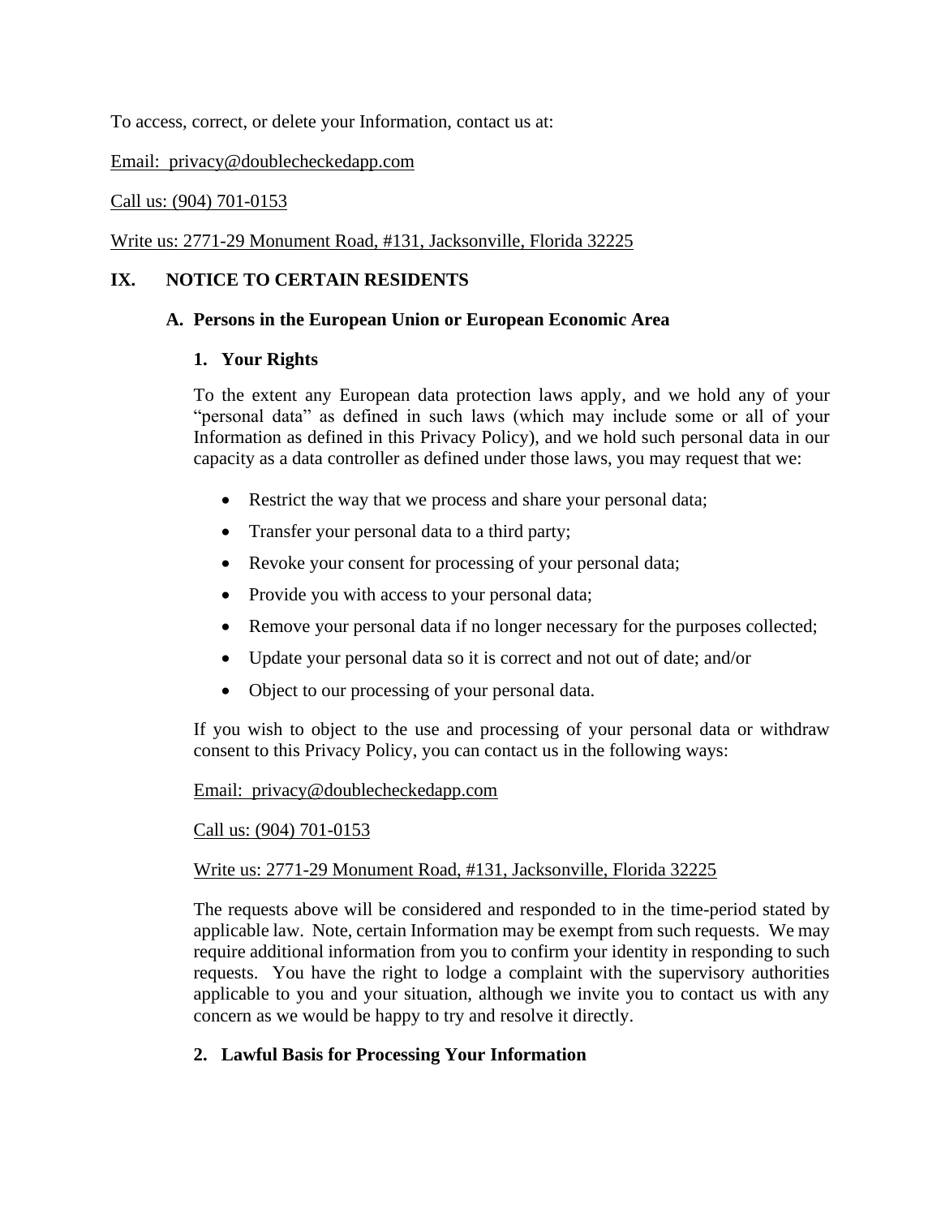To access, correct, or delete your Information, contact us at:

Email: privacy@doublecheckedapp.com

Call us: (904) 701-0153

Write us: 2771-29 Monument Road, #131, Jacksonville, Florida 32225

## IX. NOTICE TO CERTAIN RESIDENTS

### A. Persons in the European Union or European Economic Area

#### 1. Your Rights

To the extent any European data protection laws apply, and we hold any of your "personal data" as defined in such laws (which may include some or all of your Information as defined in this Privacy Policy), and we hold such personal data in our capacity as a data controller as defined under those laws, you may request that we:

- Restrict the way that we process and share your personal data;
- Transfer your personal data to a third party;
- Revoke your consent for processing of your personal data;
- Provide you with access to your personal data;
- Remove your personal data if no longer necessary for the purposes collected;
- Update your personal data so it is correct and not out of date; and/or
- Object to our processing of your personal data.

If you wish to object to the use and processing of your personal data or withdraw consent to this Privacy Policy, you can contact us in the following ways:

Email: privacy@doublecheckedapp.com

Call us: (904) 701-0153

Write us: 2771-29 Monument Road, #131, Jacksonville, Florida 32225

The requests above will be considered and responded to in the time-period stated by applicable law. Note, certain Information may be exempt from such requests. We may require additional information from you to confirm your identity in responding to such requests. You have the right to lodge a complaint with the supervisory authorities applicable to you and your situation, although we invite you to contact us with any concern as we would be happy to try and resolve it directly.

#### 2. Lawful Basis for Processing Your Information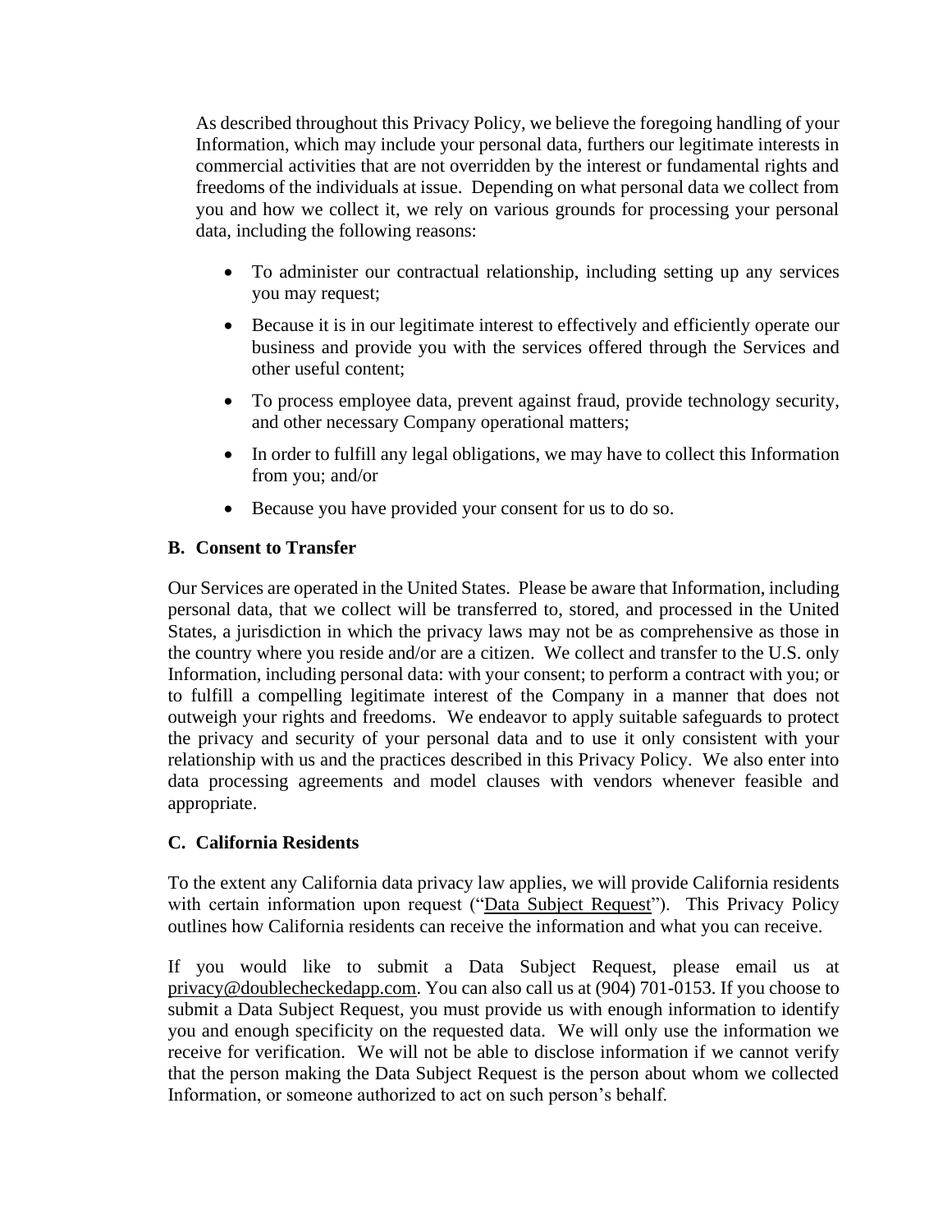As described throughout this Privacy Policy, we believe the foregoing handling of your Information, which may include your personal data, furthers our legitimate interests in commercial activities that are not overridden by the interest or fundamental rights and freedoms of the individuals at issue. Depending on what personal data we collect from you and how we collect it, we rely on various grounds for processing your personal data, including the following reasons:

- To administer our contractual relationship, including setting up any services you may request;
- Because it is in our legitimate interest to effectively and efficiently operate our business and provide you with the services offered through the Services and other useful content;
- To process employee data, prevent against fraud, provide technology security, and other necessary Company operational matters;
- In order to fulfill any legal obligations, we may have to collect this Information from you; and/or
- Because you have provided your consent for us to do so.

### B. Consent to Transfer

Our Services are operated in the United States. Please be aware that Information, including personal data, that we collect will be transferred to, stored, and processed in the United States, a jurisdiction in which the privacy laws may not be as comprehensive as those in the country where you reside and/or are a citizen. We collect and transfer to the U.S. only Information, including personal data: with your consent; to perform a contract with you; or to fulfill a compelling legitimate interest of the Company in a manner that does not outweigh your rights and freedoms. We endeavor to apply suitable safeguards to protect the privacy and security of your personal data and to use it only consistent with your relationship with us and the practices described in this Privacy Policy. We also enter into data processing agreements and model clauses with vendors whenever feasible and appropriate.

### C. California Residents

To the extent any California data privacy law applies, we will provide California residents with certain information upon request ("Data Subject Request"). This Privacy Policy outlines how California residents can receive the information and what you can receive.

If you would like to submit a Data Subject Request, please email us at privacy@doublecheckedapp.com. You can also call us at (904) 701-0153. If you choose to submit a Data Subject Request, you must provide us with enough information to identify you and enough specificity on the requested data. We will only use the information we receive for verification. We will not be able to disclose information if we cannot verify that the person making the Data Subject Request is the person about whom we collected Information, or someone authorized to act on such person's behalf.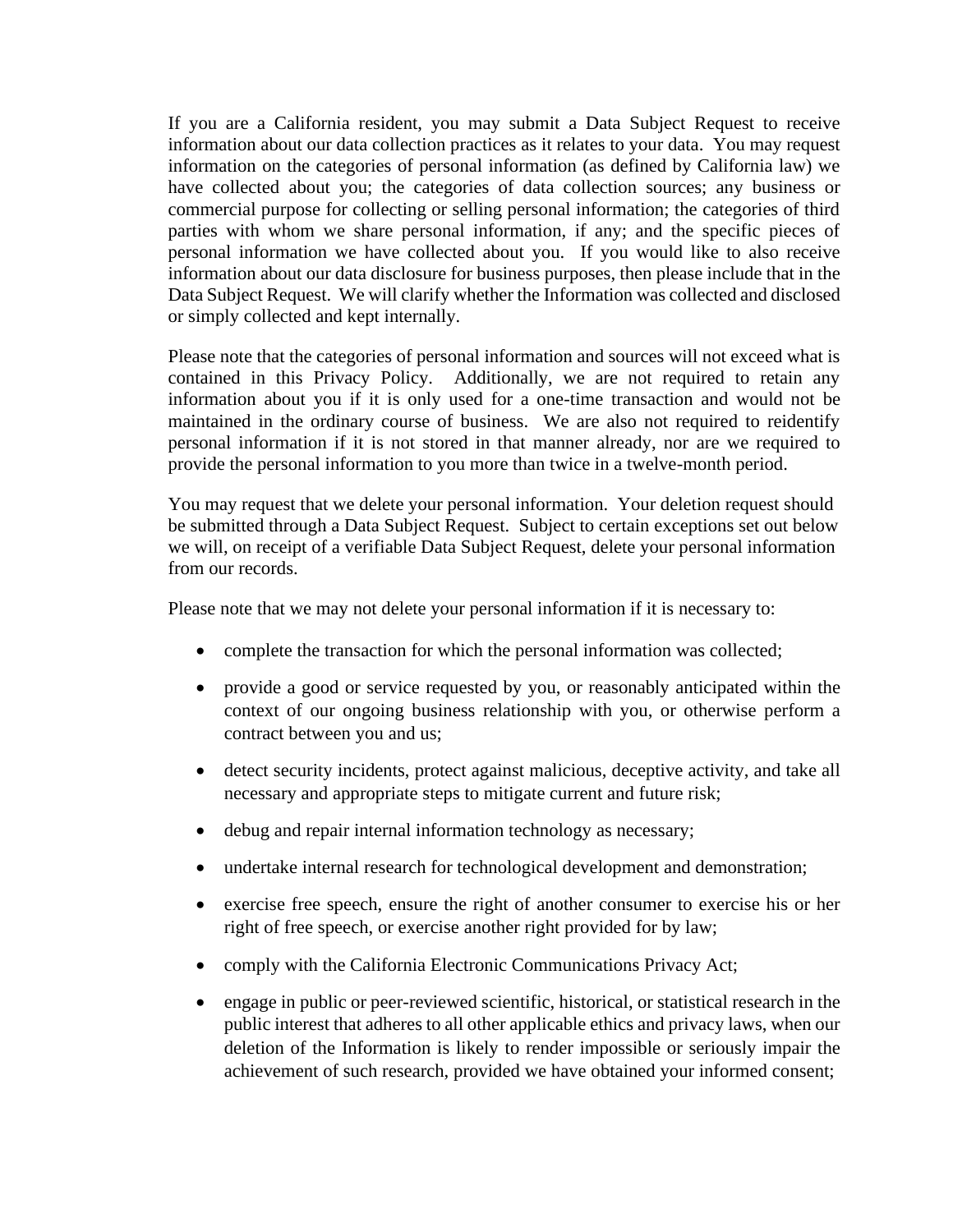If you are a California resident, you may submit a Data Subject Request to receive information about our data collection practices as it relates to your data. You may request information on the categories of personal information (as defined by California law) we have collected about you; the categories of data collection sources; any business or commercial purpose for collecting or selling personal information; the categories of third parties with whom we share personal information, if any; and the specific pieces of personal information we have collected about you. If you would like to also receive information about our data disclosure for business purposes, then please include that in the Data Subject Request. We will clarify whether the Information was collected and disclosed or simply collected and kept internally.

Please note that the categories of personal information and sources will not exceed what is contained in this Privacy Policy. Additionally, we are not required to retain any information about you if it is only used for a one-time transaction and would not be maintained in the ordinary course of business. We are also not required to reidentify personal information if it is not stored in that manner already, nor are we required to provide the personal information to you more than twice in a twelve-month period.

You may request that we delete your personal information. Your deletion request should be submitted through a Data Subject Request. Subject to certain exceptions set out below we will, on receipt of a verifiable Data Subject Request, delete your personal information from our records.

Please note that we may not delete your personal information if it is necessary to:

- complete the transaction for which the personal information was collected;
- provide a good or service requested by you, or reasonably anticipated within the context of our ongoing business relationship with you, or otherwise perform a contract between you and us;
- detect security incidents, protect against malicious, deceptive activity, and take all necessary and appropriate steps to mitigate current and future risk;
- debug and repair internal information technology as necessary;
- undertake internal research for technological development and demonstration;
- exercise free speech, ensure the right of another consumer to exercise his or her right of free speech, or exercise another right provided for by law;
- comply with the California Electronic Communications Privacy Act;
- engage in public or peer-reviewed scientific, historical, or statistical research in the public interest that adheres to all other applicable ethics and privacy laws, when our deletion of the Information is likely to render impossible or seriously impair the achievement of such research, provided we have obtained your informed consent;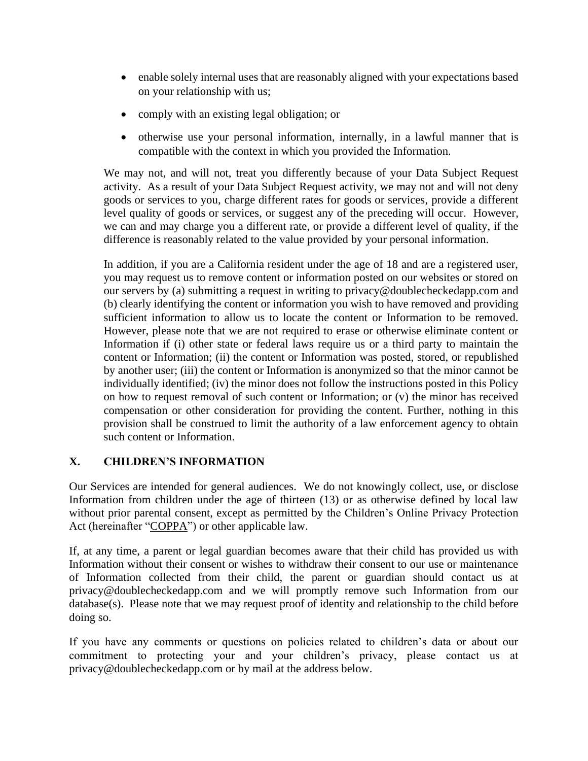- enable solely internal uses that are reasonably aligned with your expectations based on your relationship with us;
- comply with an existing legal obligation; or
- otherwise use your personal information, internally, in a lawful manner that is compatible with the context in which you provided the Information.

We may not, and will not, treat you differently because of your Data Subject Request activity. As a result of your Data Subject Request activity, we may not and will not deny goods or services to you, charge different rates for goods or services, provide a different level quality of goods or services, or suggest any of the preceding will occur. However, we can and may charge you a different rate, or provide a different level of quality, if the difference is reasonably related to the value provided by your personal information.

In addition, if you are a California resident under the age of 18 and are a registered user, you may request us to remove content or information posted on our websites or stored on our servers by (a) submitting a request in writing to privacy@doublecheckedapp.com and (b) clearly identifying the content or information you wish to have removed and providing sufficient information to allow us to locate the content or Information to be removed. However, please note that we are not required to erase or otherwise eliminate content or Information if (i) other state or federal laws require us or a third party to maintain the content or Information; (ii) the content or Information was posted, stored, or republished by another user; (iii) the content or Information is anonymized so that the minor cannot be individually identified; (iv) the minor does not follow the instructions posted in this Policy on how to request removal of such content or Information; or (v) the minor has received compensation or other consideration for providing the content. Further, nothing in this provision shall be construed to limit the authority of a law enforcement agency to obtain such content or Information.

## X. CHILDREN'S INFORMATION

Our Services are intended for general audiences. We do not knowingly collect, use, or disclose Information from children under the age of thirteen (13) or as otherwise defined by local law without prior parental consent, except as permitted by the Children's Online Privacy Protection Act (hereinafter "COPPA") or other applicable law.

If, at any time, a parent or legal guardian becomes aware that their child has provided us with Information without their consent or wishes to withdraw their consent to our use or maintenance of Information collected from their child, the parent or guardian should contact us at privacy@doublecheckedapp.com and we will promptly remove such Information from our database(s). Please note that we may request proof of identity and relationship to the child before doing so.

If you have any comments or questions on policies related to children's data or about our commitment to protecting your and your children's privacy, please contact us at privacy@doublecheckedapp.com or by mail at the address below.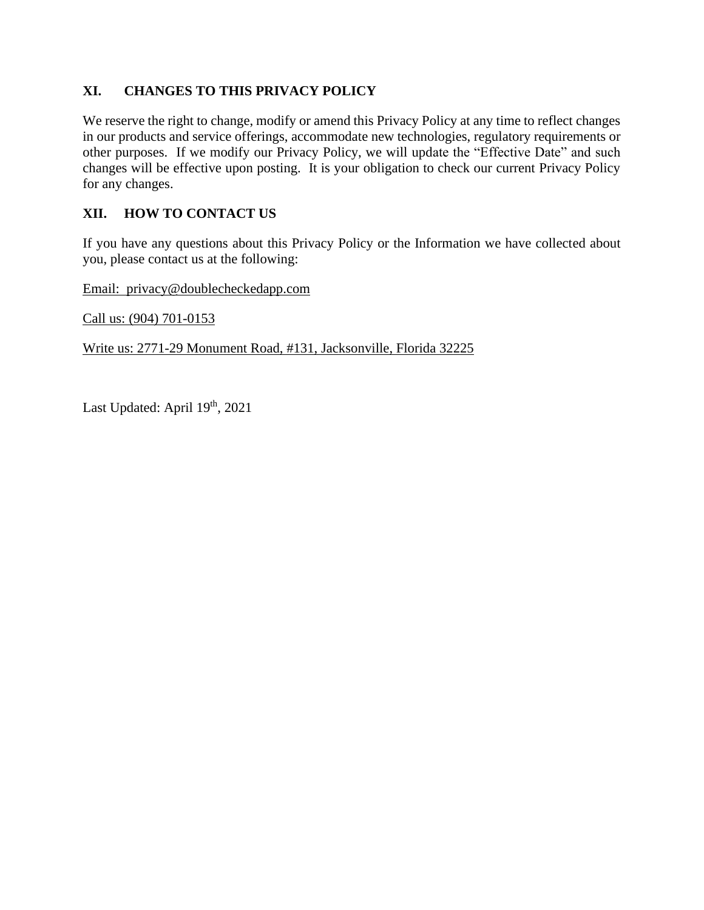## XI. CHANGES TO THIS PRIVACY POLICY

We reserve the right to change, modify or amend this Privacy Policy at any time to reflect changes in our products and service offerings, accommodate new technologies, regulatory requirements or other purposes. If we modify our Privacy Policy, we will update the "Effective Date" and such changes will be effective upon posting. It is your obligation to check our current Privacy Policy for any changes.

## XII. HOW TO CONTACT US

If you have any questions about this Privacy Policy or the Information we have collected about you, please contact us at the following:

Email: privacy@doublecheckedapp.com

Call us: (904) 701-0153

Write us: 2771-29 Monument Road, #131, Jacksonville, Florida 32225

Last Updated: April 19th, 2021